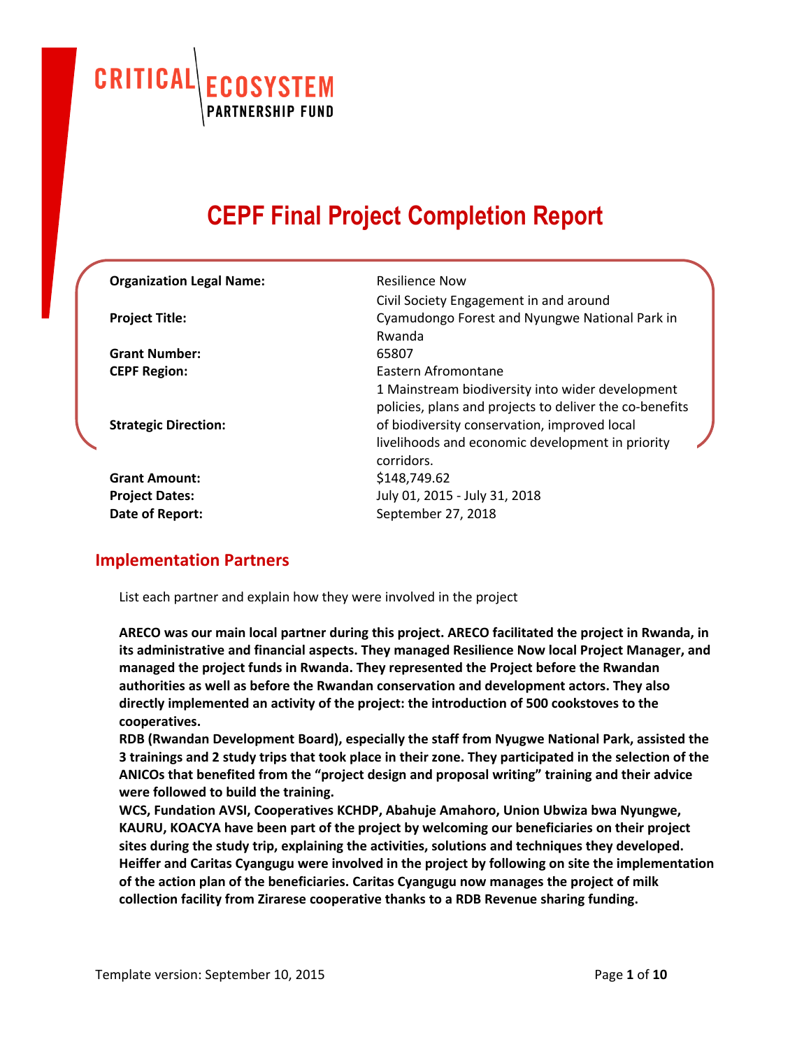CRITICAL ECOSYSTEM PARTNERSHIP FUND

# CEPF Final Project Completion Report

| | |
|---|---|
| **Organization Legal Name:** | Resilience Now |
| **Project Title:** | Civil Society Engagement in and around Cyamudongo Forest and Nyungwe National Park in Rwanda |
| **Grant Number:** | 65807 |
| **CEPF Region:** | Eastern Afromontane |
| **Strategic Direction:** | 1 Mainstream biodiversity into wider development policies, plans and projects to deliver the co-benefits of biodiversity conservation, improved local livelihoods and economic development in priority corridors. |
| **Grant Amount:** | $148,749.62 |
| **Project Dates:** | July 01, 2015 - July 31, 2018 |
| **Date of Report:** | September 27, 2018 |

## Implementation Partners

List each partner and explain how they were involved in the project

**ARECO was our main local partner during this project. ARECO facilitated the project in Rwanda, in its administrative and financial aspects. They managed Resilience Now local Project Manager, and managed the project funds in Rwanda. They represented the Project before the Rwandan authorities as well as before the Rwandan conservation and development actors. They also directly implemented an activity of the project: the introduction of 500 cookstoves to the cooperatives.**
**RDB (Rwandan Development Board), especially the staff from Nyugwe National Park, assisted the 3 trainings and 2 study trips that took place in their zone. They participated in the selection of the ANICOs that benefited from the "project design and proposal writing" training and their advice were followed to build the training.**
**WCS, Fundation AVSI, Cooperatives KCHDP, Abahuje Amahoro, Union Ubwiza bwa Nyungwe, KAURU, KOACYA have been part of the project by welcoming our beneficiaries on their project sites during the study trip, explaining the activities, solutions and techniques they developed.**
**Heiffer and Caritas Cyangugu were involved in the project by following on site the implementation of the action plan of the beneficiaries. Caritas Cyangugu now manages the project of milk collection facility from Zirarese cooperative thanks to a RDB Revenue sharing funding.**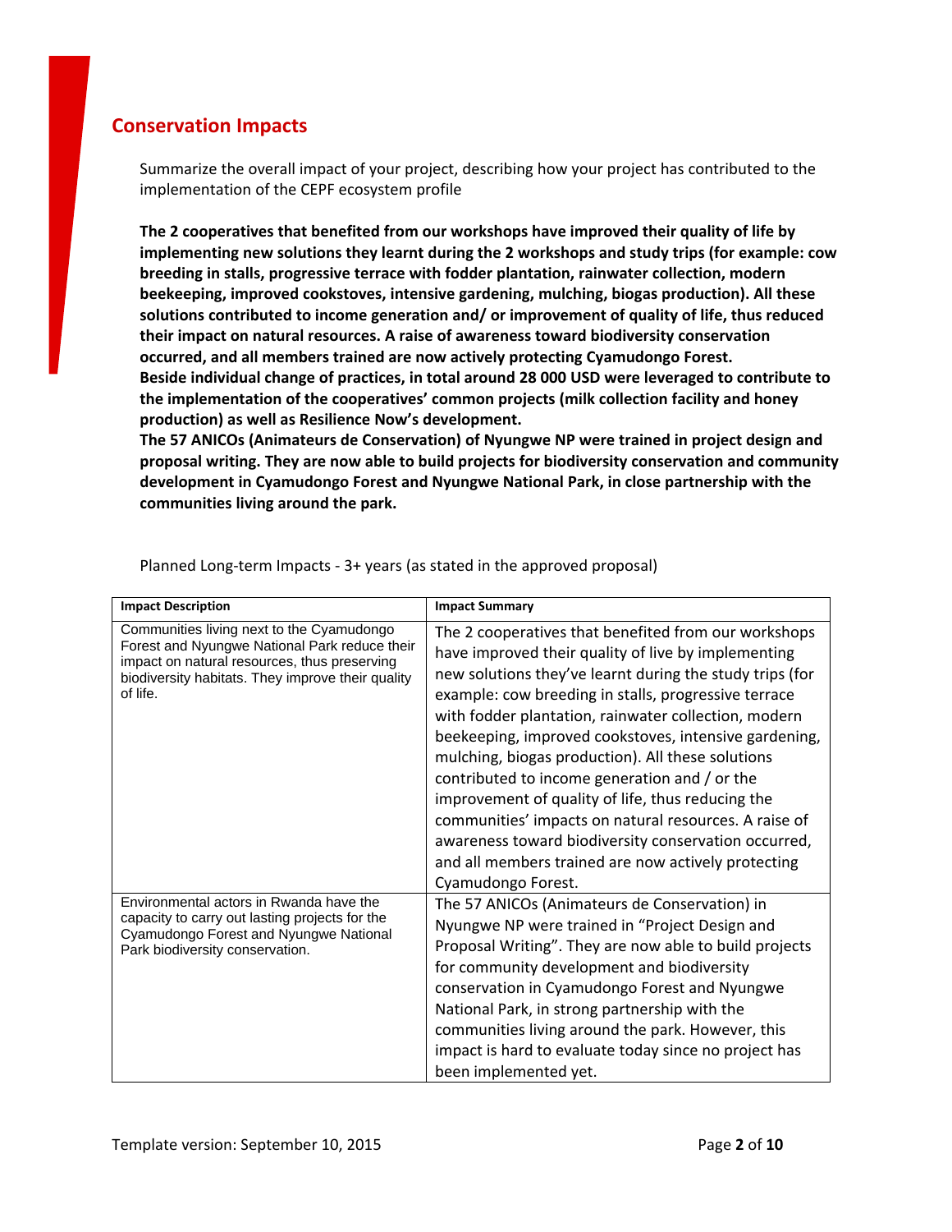## Conservation Impacts

Summarize the overall impact of your project, describing how your project has contributed to the implementation of the CEPF ecosystem profile

**The 2 cooperatives that benefited from our workshops have improved their quality of life by implementing new solutions they learnt during the 2 workshops and study trips (for example: cow breeding in stalls, progressive terrace with fodder plantation, rainwater collection, modern beekeeping, improved cookstoves, intensive gardening, mulching, biogas production). All these solutions contributed to income generation and/ or improvement of quality of life, thus reduced their impact on natural resources. A raise of awareness toward biodiversity conservation occurred, and all members trained are now actively protecting Cyamudongo Forest.**
**Beside individual change of practices, in total around 28 000 USD were leveraged to contribute to the implementation of the cooperatives' common projects (milk collection facility and honey production) as well as Resilience Now's development.**
**The 57 ANICOs (Animateurs de Conservation) of Nyungwe NP were trained in project design and proposal writing. They are now able to build projects for biodiversity conservation and community development in Cyamudongo Forest and Nyungwe National Park, in close partnership with the communities living around the park.**

Planned Long-term Impacts - 3+ years (as stated in the approved proposal)

| **Impact Description** | **Impact Summary** |
|---|---|
| Communities living next to the Cyamudongo Forest and Nyungwe National Park reduce their impact on natural resources, thus preserving biodiversity habitats. They improve their quality of life. | The 2 cooperatives that benefited from our workshops have improved their quality of live by implementing new solutions they've learnt during the study trips (for example: cow breeding in stalls, progressive terrace with fodder plantation, rainwater collection, modern beekeeping, improved cookstoves, intensive gardening, mulching, biogas production). All these solutions contributed to income generation and / or the improvement of quality of life, thus reducing the communities' impacts on natural resources. A raise of awareness toward biodiversity conservation occurred, and all members trained are now actively protecting Cyamudongo Forest. |
| Environmental actors in Rwanda have the capacity to carry out lasting projects for the Cyamudongo Forest and Nyungwe National Park biodiversity conservation. | The 57 ANICOs (Animateurs de Conservation) in Nyungwe NP were trained in "Project Design and Proposal Writing". They are now able to build projects for community development and biodiversity conservation in Cyamudongo Forest and Nyungwe National Park, in strong partnership with the communities living around the park. However, this impact is hard to evaluate today since no project has been implemented yet. |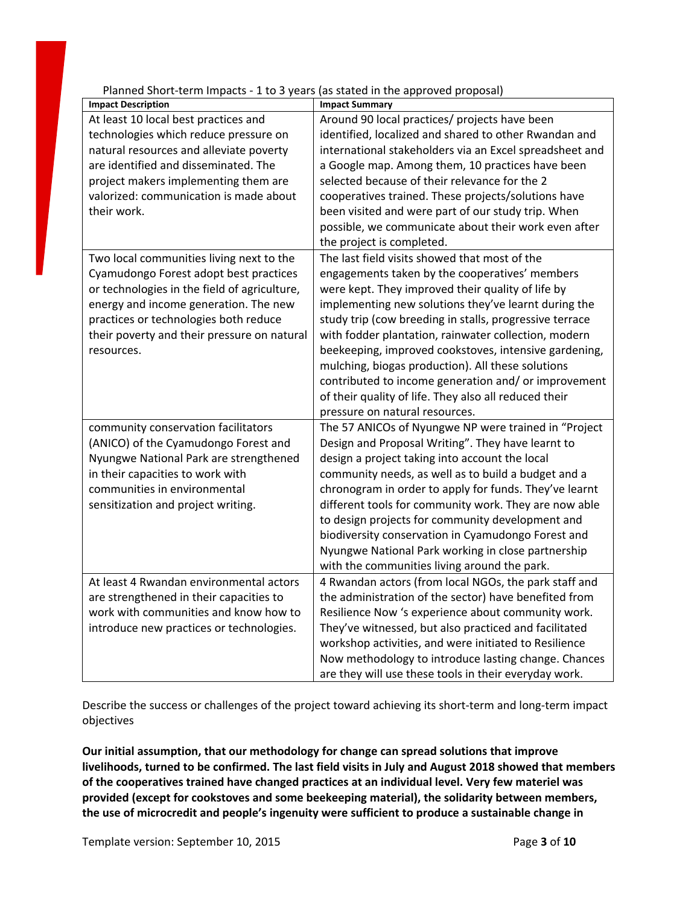Planned Short-term Impacts - 1 to 3 years (as stated in the approved proposal)

| Impact Description | Impact Summary |
| --- | --- |
| At least 10 local best practices and technologies which reduce pressure on natural resources and alleviate poverty are identified and disseminated. The project makers implementing them are valorized: communication is made about their work. | Around 90 local practices/ projects have been identified, localized and shared to other Rwandan and international stakeholders via an Excel spreadsheet and a Google map. Among them, 10 practices have been selected because of their relevance for the 2 cooperatives trained. These projects/solutions have been visited and were part of our study trip. When possible, we communicate about their work even after the project is completed. |
| Two local communities living next to the Cyamudongo Forest adopt best practices or technologies in the field of agriculture, energy and income generation. The new practices or technologies both reduce their poverty and their pressure on natural resources. | The last field visits showed that most of the engagements taken by the cooperatives' members were kept. They improved their quality of life by implementing new solutions they've learnt during the study trip (cow breeding in stalls, progressive terrace with fodder plantation, rainwater collection, modern beekeeping, improved cookstoves, intensive gardening, mulching, biogas production). All these solutions contributed to income generation and/ or improvement of their quality of life. They also all reduced their pressure on natural resources. |
| community conservation facilitators (ANICO) of the Cyamudongo Forest and Nyungwe National Park are strengthened in their capacities to work with communities in environmental sensitization and project writing. | The 57 ANICOs of Nyungwe NP were trained in "Project Design and Proposal Writing". They have learnt to design a project taking into account the local community needs, as well as to build a budget and a chronogram in order to apply for funds. They've learnt different tools for community work. They are now able to design projects for community development and biodiversity conservation in Cyamudongo Forest and Nyungwe National Park working in close partnership with the communities living around the park. |
| At least 4 Rwandan environmental actors are strengthened in their capacities to work with communities and know how to introduce new practices or technologies. | 4 Rwandan actors (from local NGOs, the park staff and the administration of the sector) have benefited from Resilience Now 's experience about community work. They've witnessed, but also practiced and facilitated workshop activities, and were initiated to Resilience Now methodology to introduce lasting change. Chances are they will use these tools in their everyday work. |

Describe the success or challenges of the project toward achieving its short-term and long-term impact objectives

**Our initial assumption, that our methodology for change can spread solutions that improve livelihoods, turned to be confirmed. The last field visits in July and August 2018 showed that members of the cooperatives trained have changed practices at an individual level. Very few materiel was provided (except for cookstoves and some beekeeping material), the solidarity between members, the use of microcredit and people's ingenuity were sufficient to produce a sustainable change in**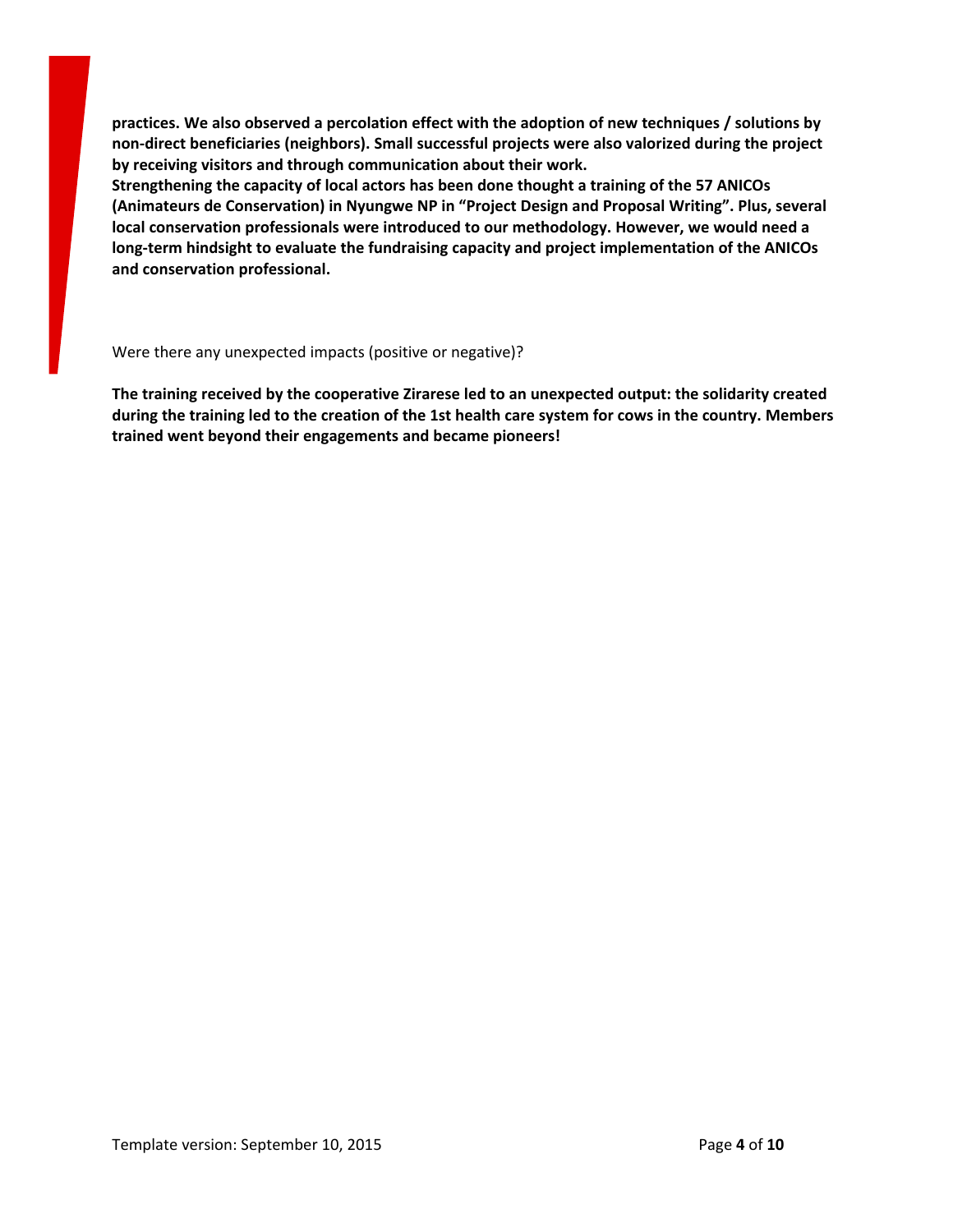**practices. We also observed a percolation effect with the adoption of new techniques / solutions by non-direct beneficiaries (neighbors). Small successful projects were also valorized during the project by receiving visitors and through communication about their work.**
**Strengthening the capacity of local actors has been done thought a training of the 57 ANICOs (Animateurs de Conservation) in Nyungwe NP in "Project Design and Proposal Writing". Plus, several local conservation professionals were introduced to our methodology. However, we would need a long-term hindsight to evaluate the fundraising capacity and project implementation of the ANICOs and conservation professional.**

Were there any unexpected impacts (positive or negative)?

**The training received by the cooperative Zirarese led to an unexpected output: the solidarity created during the training led to the creation of the 1st health care system for cows in the country. Members trained went beyond their engagements and became pioneers!**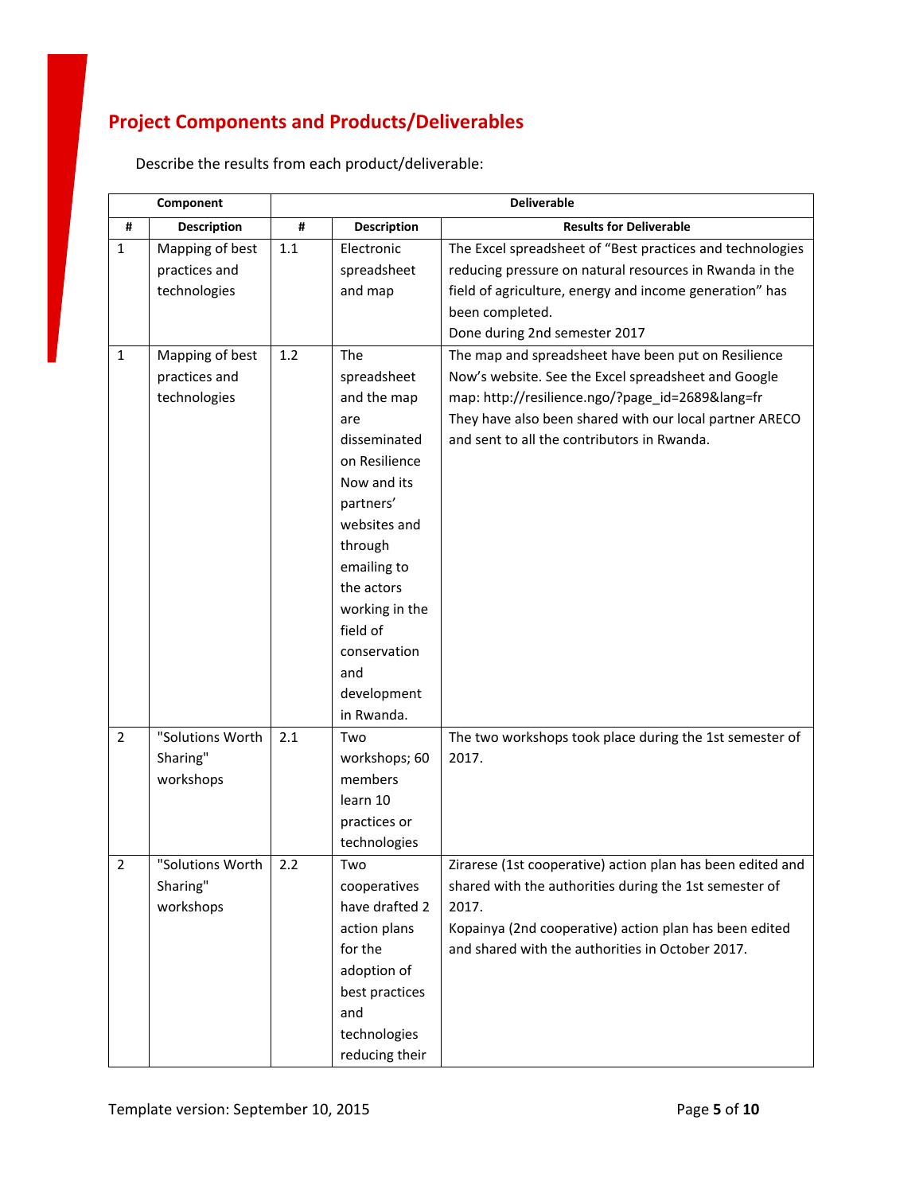## Project Components and Products/Deliverables

Describe the results from each product/deliverable:

| Component | | Deliverable | | |
|---|---|---|---|---|
| # | Description | # | Description | Results for Deliverable |
| 1 | Mapping of best practices and technologies | 1.1 | Electronic spreadsheet and map | The Excel spreadsheet of "Best practices and technologies reducing pressure on natural resources in Rwanda in the field of agriculture, energy and income generation" has been completed.<br>Done during 2nd semester 2017 |
| 1 | Mapping of best practices and technologies | 1.2 | The spreadsheet and the map are disseminated on Resilience Now and its partners' websites and through emailing to the actors working in the field of conservation and development in Rwanda. | The map and spreadsheet have been put on Resilience Now's website. See the Excel spreadsheet and Google map: http://resilience.ngo/?page_id=2689&lang=fr<br>They have also been shared with our local partner ARECO and sent to all the contributors in Rwanda. |
| 2 | "Solutions Worth Sharing" workshops | 2.1 | Two workshops; 60 members learn 10 practices or technologies | The two workshops took place during the 1st semester of 2017. |
| 2 | "Solutions Worth Sharing" workshops | 2.2 | Two cooperatives have drafted 2 action plans for the adoption of best practices and technologies reducing their | Zirarese (1st cooperative) action plan has been edited and shared with the authorities during the 1st semester of 2017.<br>Kopainya (2nd cooperative) action plan has been edited and shared with the authorities in October 2017. |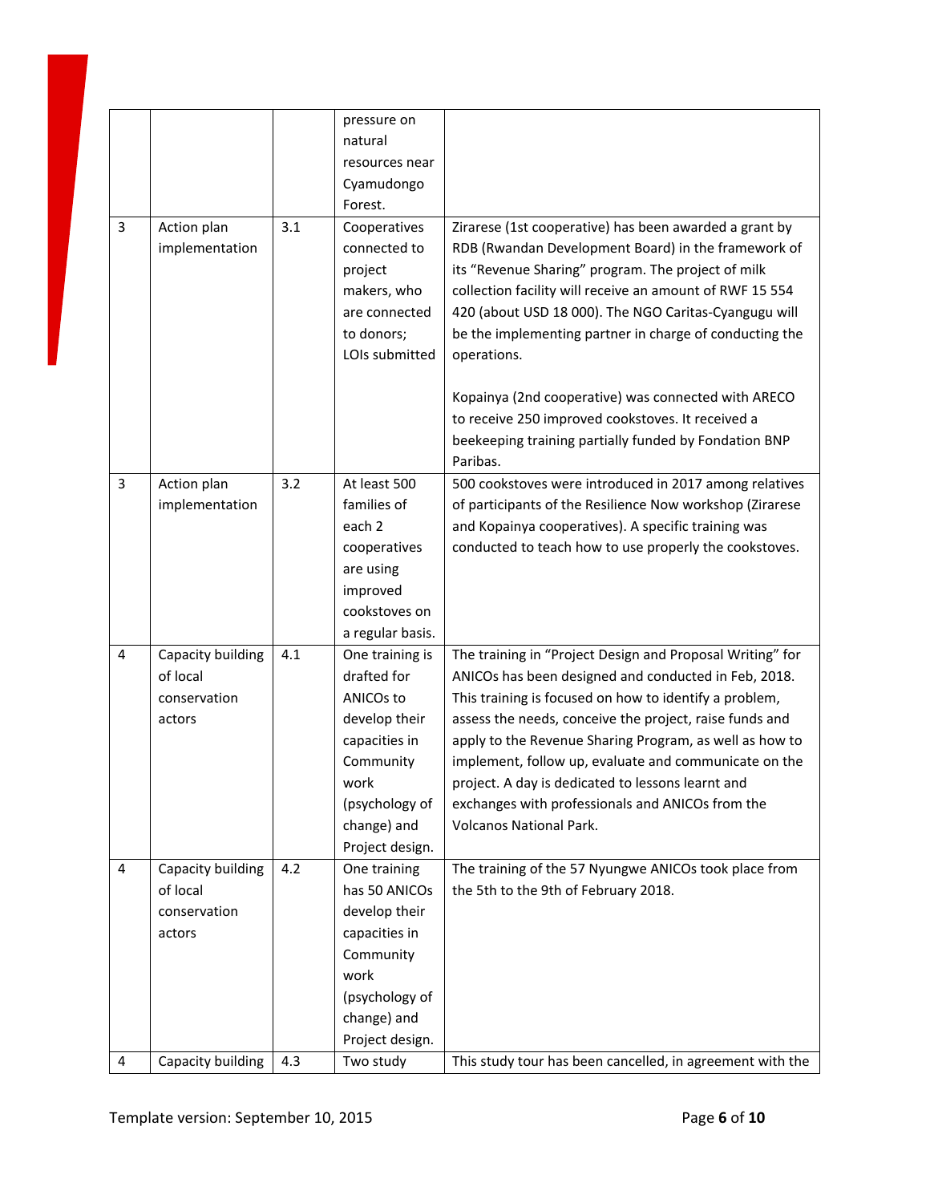| | | | | |
|---|---|---|---|---|
| | | | pressure on natural resources near Cyamudongo Forest. | |
| 3 | Action plan implementation | 3.1 | Cooperatives connected to project makers, who are connected to donors; LOIs submitted | Zirarese (1st cooperative) has been awarded a grant by RDB (Rwandan Development Board) in the framework of its "Revenue Sharing" program. The project of milk collection facility will receive an amount of RWF 15 554 420 (about USD 18 000). The NGO Caritas-Cyangugu will be the implementing partner in charge of conducting the operations.<br><br>Kopainya (2nd cooperative) was connected with ARECO to receive 250 improved cookstoves. It received a beekeeping training partially funded by Fondation BNP Paribas. |
| 3 | Action plan implementation | 3.2 | At least 500 families of each 2 cooperatives are using improved cookstoves on a regular basis. | 500 cookstoves were introduced in 2017 among relatives of participants of the Resilience Now workshop (Zirarese and Kopainya cooperatives). A specific training was conducted to teach how to use properly the cookstoves. |
| 4 | Capacity building of local conservation actors | 4.1 | One training is drafted for ANICOs to develop their capacities in Community work (psychology of change) and Project design. | The training in "Project Design and Proposal Writing" for ANICOs has been designed and conducted in Feb, 2018. This training is focused on how to identify a problem, assess the needs, conceive the project, raise funds and apply to the Revenue Sharing Program, as well as how to implement, follow up, evaluate and communicate on the project. A day is dedicated to lessons learnt and exchanges with professionals and ANICOs from the Volcanos National Park. |
| 4 | Capacity building of local conservation actors | 4.2 | One training has 50 ANICOs develop their capacities in Community work (psychology of change) and Project design. | The training of the 57 Nyungwe ANICOs took place from the 5th to the 9th of February 2018. |
| 4 | Capacity building | 4.3 | Two study | This study tour has been cancelled, in agreement with the |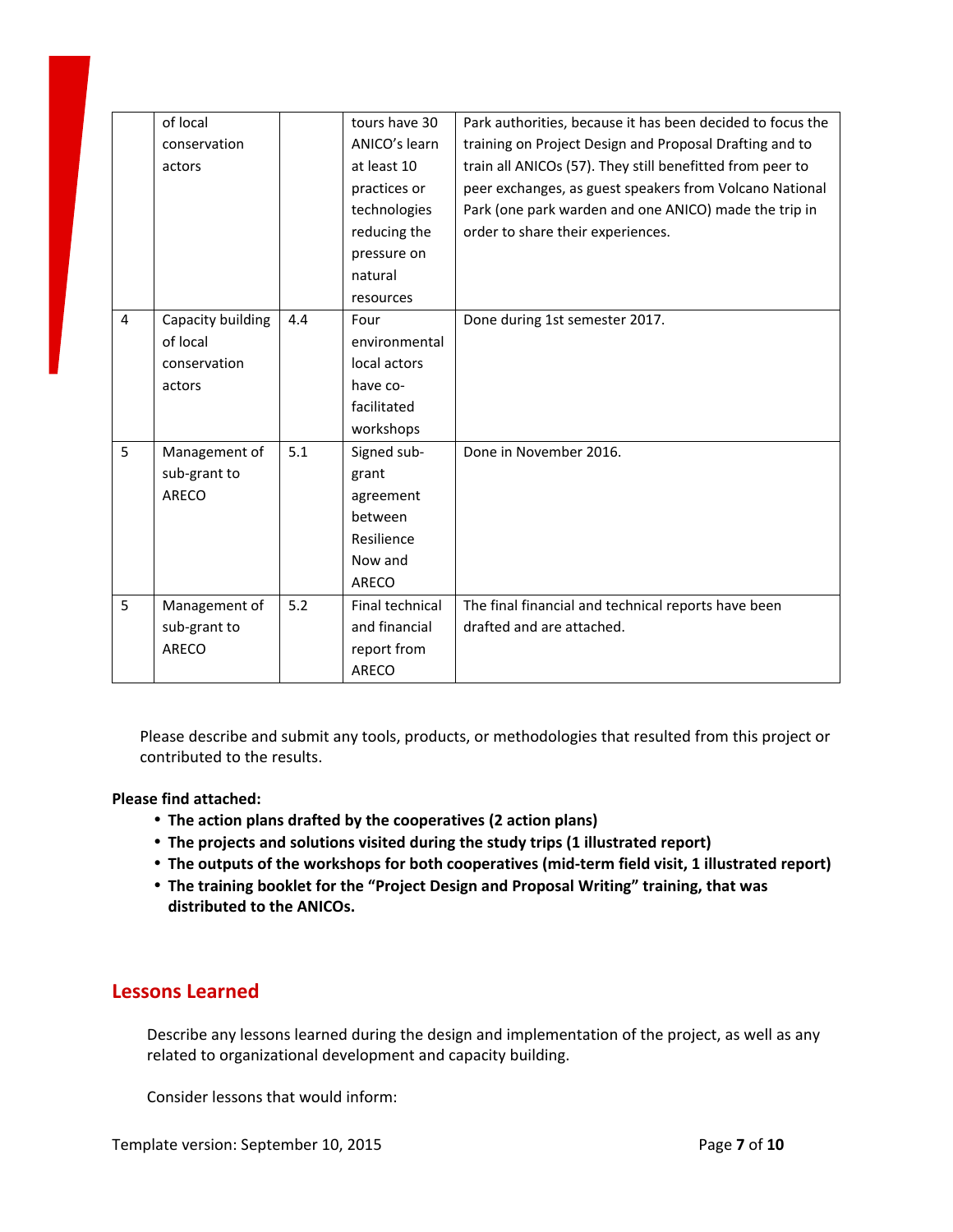| | | | | |
|---|---|---|---|---|
| | of local conservation actors | | tours have 30 ANICO's learn at least 10 practices or technologies reducing the pressure on natural resources | Park authorities, because it has been decided to focus the training on Project Design and Proposal Drafting and to train all ANICOs (57). They still benefitted from peer to peer exchanges, as guest speakers from Volcano National Park (one park warden and one ANICO) made the trip in order to share their experiences. |
| 4 | Capacity building of local conservation actors | 4.4 | Four environmental local actors have co-facilitated workshops | Done during 1st semester 2017. |
| 5 | Management of sub-grant to ARECO | 5.1 | Signed sub-grant agreement between Resilience Now and ARECO | Done in November 2016. |
| 5 | Management of sub-grant to ARECO | 5.2 | Final technical and financial report from ARECO | The final financial and technical reports have been drafted and are attached. |

Please describe and submit any tools, products, or methodologies that resulted from this project or contributed to the results.

**Please find attached:**

- **The action plans drafted by the cooperatives (2 action plans)**
- **The projects and solutions visited during the study trips (1 illustrated report)**
- **The outputs of the workshops for both cooperatives (mid-term field visit, 1 illustrated report)**
- **The training booklet for the "Project Design and Proposal Writing" training, that was distributed to the ANICOs.**

## Lessons Learned

Describe any lessons learned during the design and implementation of the project, as well as any related to organizational development and capacity building.

Consider lessons that would inform: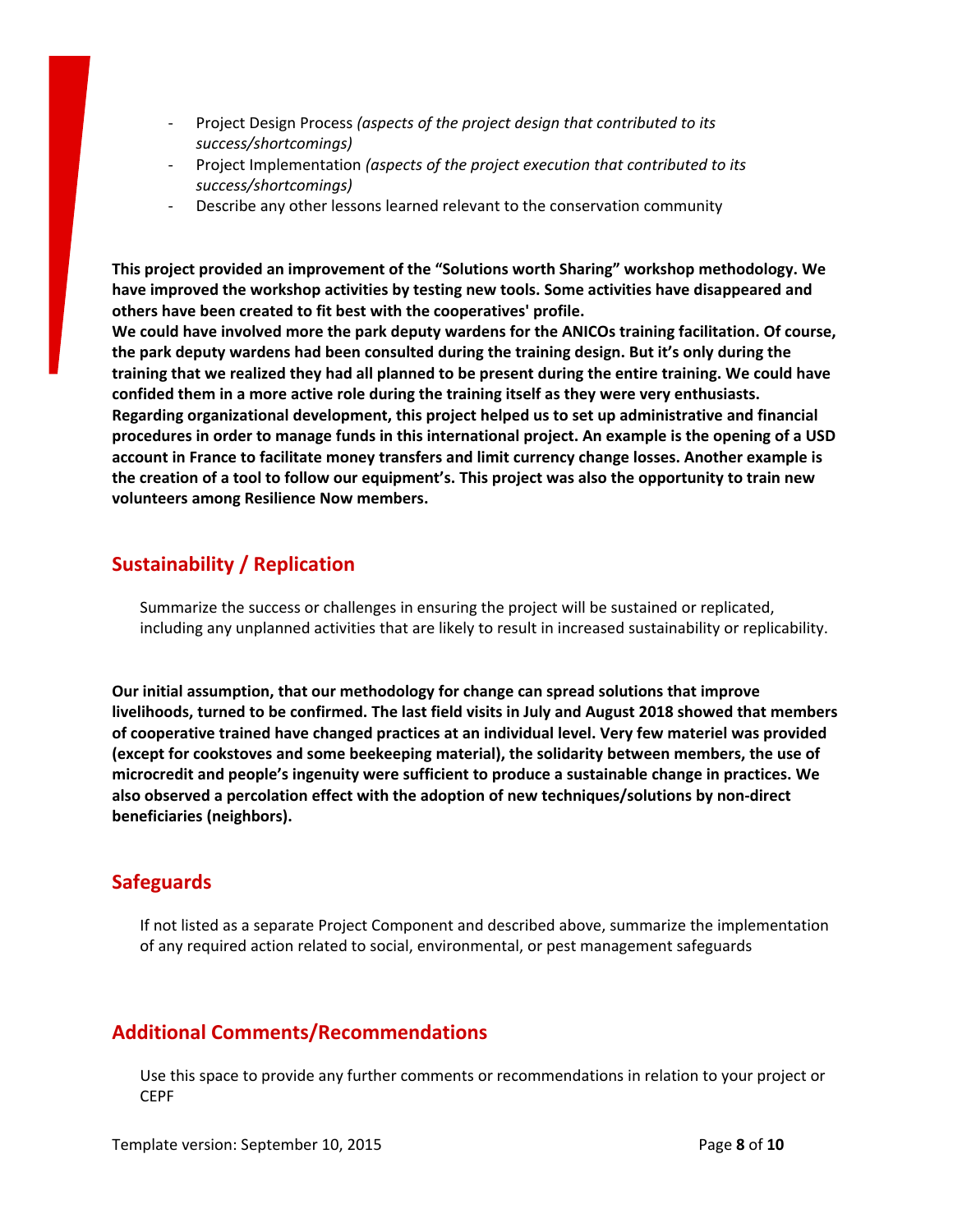- Project Design Process *(aspects of the project design that contributed to its success/shortcomings)*
- Project Implementation *(aspects of the project execution that contributed to its success/shortcomings)*
- Describe any other lessons learned relevant to the conservation community

**This project provided an improvement of the "Solutions worth Sharing" workshop methodology. We have improved the workshop activities by testing new tools. Some activities have disappeared and others have been created to fit best with the cooperatives' profile.**
**We could have involved more the park deputy wardens for the ANICOs training facilitation. Of course, the park deputy wardens had been consulted during the training design. But it's only during the training that we realized they had all planned to be present during the entire training. We could have confided them in a more active role during the training itself as they were very enthusiasts.**
**Regarding organizational development, this project helped us to set up administrative and financial procedures in order to manage funds in this international project. An example is the opening of a USD account in France to facilitate money transfers and limit currency change losses. Another example is the creation of a tool to follow our equipment's. This project was also the opportunity to train new volunteers among Resilience Now members.**

## Sustainability / Replication

Summarize the success or challenges in ensuring the project will be sustained or replicated, including any unplanned activities that are likely to result in increased sustainability or replicability.

**Our initial assumption, that our methodology for change can spread solutions that improve livelihoods, turned to be confirmed. The last field visits in July and August 2018 showed that members of cooperative trained have changed practices at an individual level. Very few materiel was provided (except for cookstoves and some beekeeping material), the solidarity between members, the use of microcredit and people's ingenuity were sufficient to produce a sustainable change in practices. We also observed a percolation effect with the adoption of new techniques/solutions by non-direct beneficiaries (neighbors).**

## Safeguards

If not listed as a separate Project Component and described above, summarize the implementation of any required action related to social, environmental, or pest management safeguards

## Additional Comments/Recommendations

Use this space to provide any further comments or recommendations in relation to your project or CEPF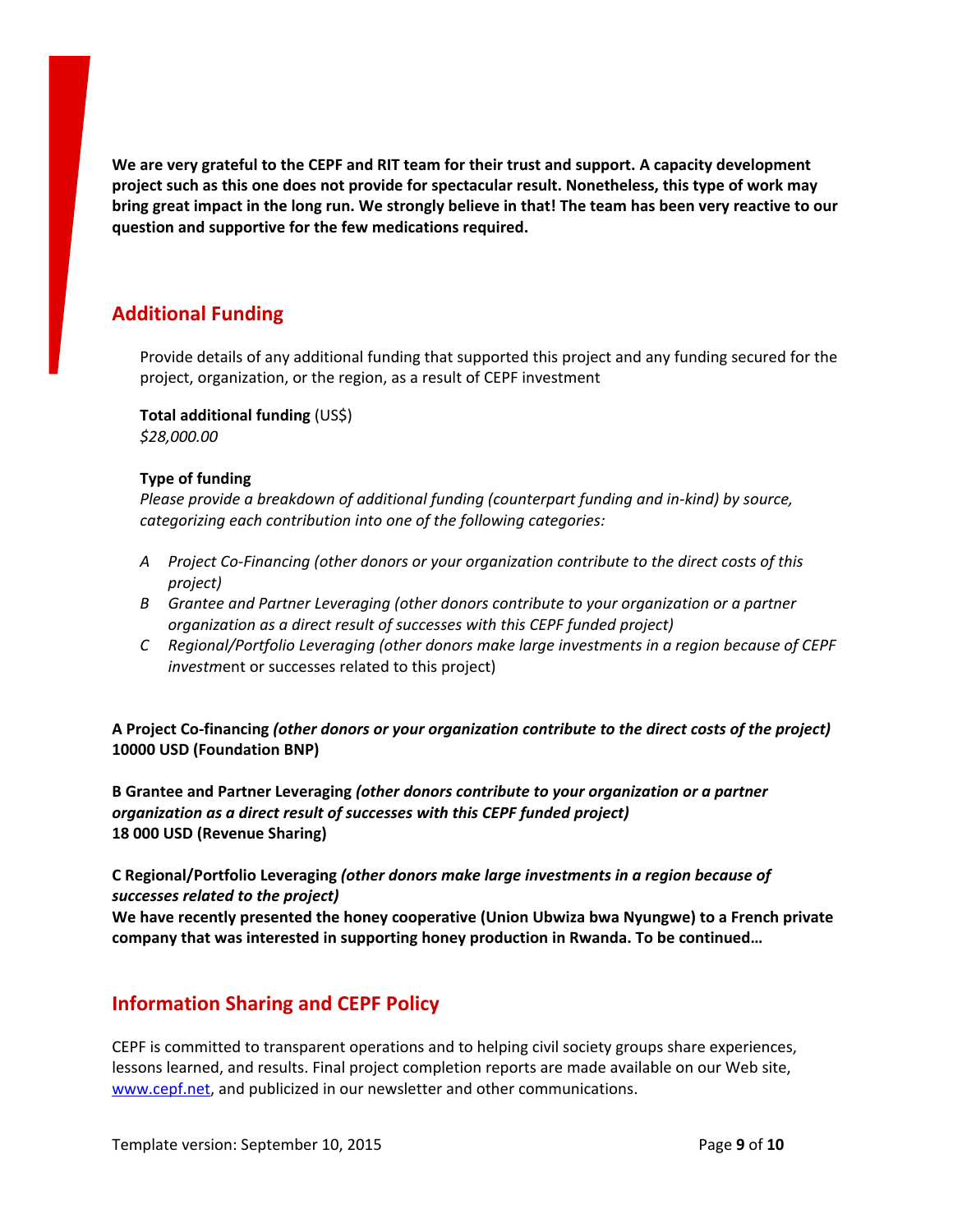**We are very grateful to the CEPF and RIT team for their trust and support. A capacity development project such as this one does not provide for spectacular result. Nonetheless, this type of work may bring great impact in the long run. We strongly believe in that! The team has been very reactive to our question and supportive for the few medications required.**

## Additional Funding

Provide details of any additional funding that supported this project and any funding secured for the project, organization, or the region, as a result of CEPF investment

**Total additional funding** (US$)
*$28,000.00*

**Type of funding**
*Please provide a breakdown of additional funding (counterpart funding and in-kind) by source, categorizing each contribution into one of the following categories:*

- *A Project Co-Financing (other donors or your organization contribute to the direct costs of this project)*
- *B Grantee and Partner Leveraging (other donors contribute to your organization or a partner organization as a direct result of successes with this CEPF funded project)*
- *C Regional/Portfolio Leveraging (other donors make large investments in a region because of CEPF invest*ment or successes related to this project)

**A Project Co-financing *(other donors or your organization contribute to the direct costs of the project)***
**10000 USD (Foundation BNP)**

**B Grantee and Partner Leveraging *(other donors contribute to your organization or a partner organization as a direct result of successes with this CEPF funded project)***
**18 000 USD (Revenue Sharing)**

**C Regional/Portfolio Leveraging *(other donors make large investments in a region because of successes related to the project)***
**We have recently presented the honey cooperative (Union Ubwiza bwa Nyungwe) to a French private company that was interested in supporting honey production in Rwanda. To be continued…**

## Information Sharing and CEPF Policy

CEPF is committed to transparent operations and to helping civil society groups share experiences, lessons learned, and results. Final project completion reports are made available on our Web site, www.cepf.net, and publicized in our newsletter and other communications.

Template version: September 10, 2015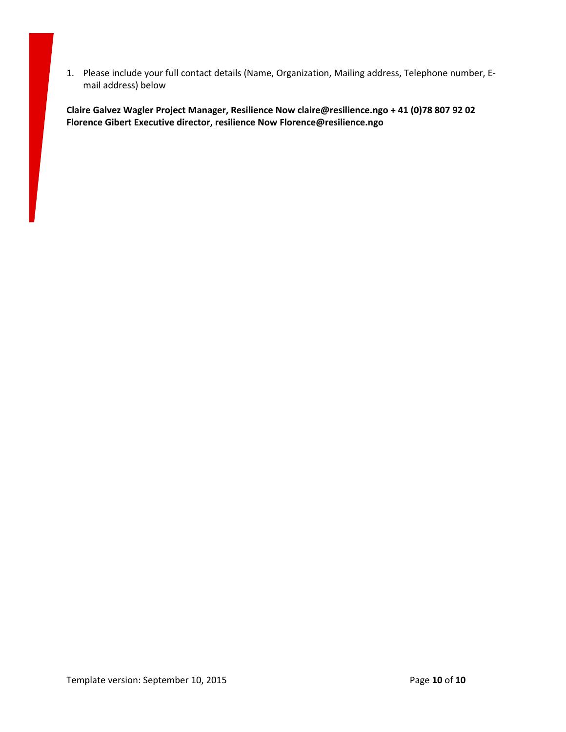1. Please include your full contact details (Name, Organization, Mailing address, Telephone number, E-mail address) below

**Claire Galvez Wagler Project Manager, Resilience Now claire@resilience.ngo + 41 (0)78 807 92 02**
**Florence Gibert Executive director, resilience Now Florence@resilience.ngo**

Template version: September 10, 2015